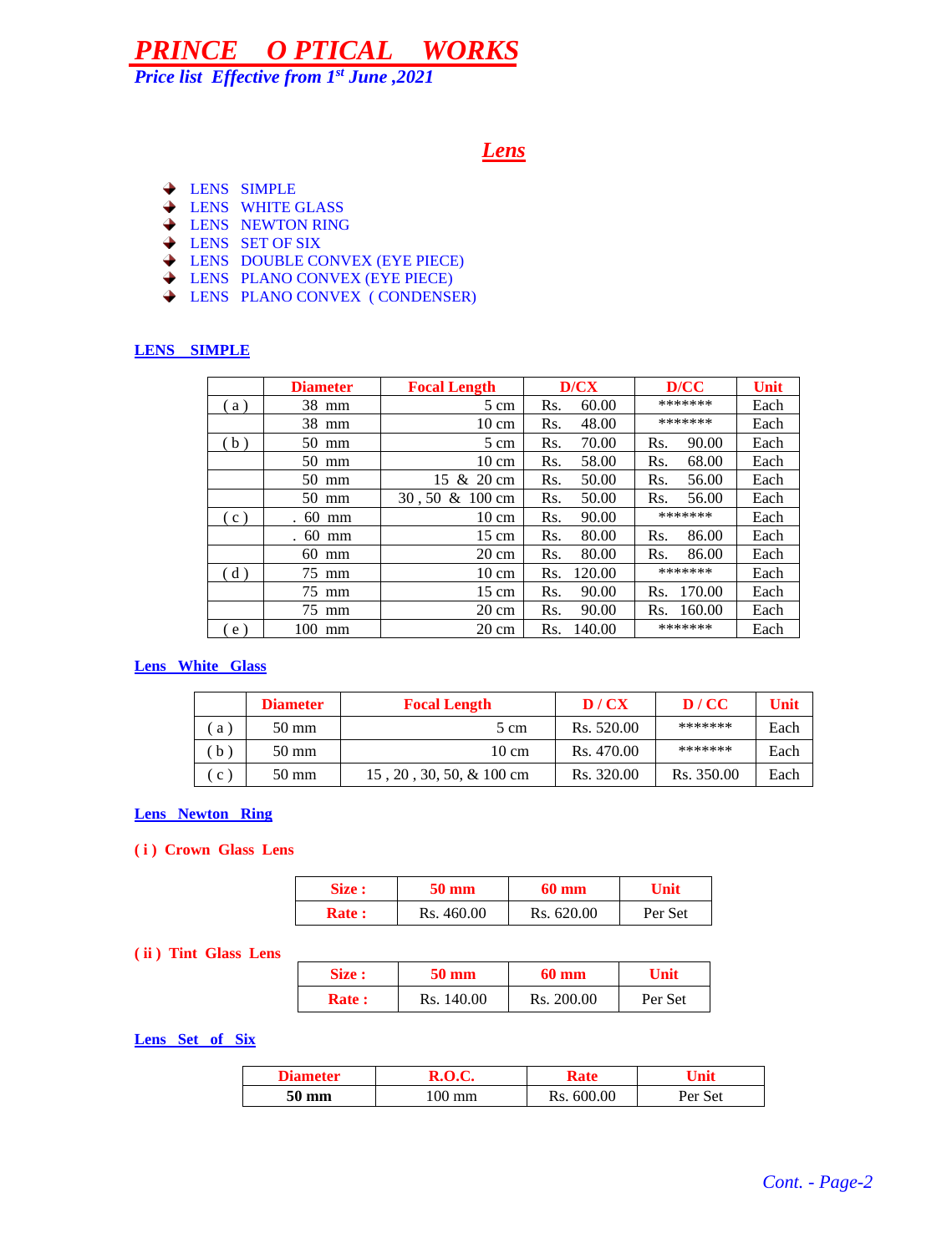# PRINCE O PTICAL WORKS

*Price list Effective from 1st June ,2021*

## Lens

- LENS SIMPLE
- LENS WHITE GLASS
- LENS NEWTON RING
- LENS SET OF SIX
- LENS DOUBLE CONVEX (EYE PIECE)
- LENS PLANO CONVEX (EYE PIECE)
- LENS PLANO CONVEX ( CONDENSER)

### LENS SIMPLE

| | Diameter | Focal Length | D/CX | D/CC | Unit |
|---|---|---|---|---|---|
| ( a ) | 38 mm | 5 cm | Rs. 60.00 | ******* | Each |
| | 38 mm | 10 cm | Rs. 48.00 | ******* | Each |
| ( b ) | 50 mm | 5 cm | Rs. 70.00 | Rs. 90.00 | Each |
| | 50 mm | 10 cm | Rs. 58.00 | Rs. 68.00 | Each |
| | 50 mm | 15 & 20 cm | Rs. 50.00 | Rs. 56.00 | Each |
| | 50 mm | 30 , 50 & 100 cm | Rs. 50.00 | Rs. 56.00 | Each |
| ( c ) | . 60 mm | 10 cm | Rs. 90.00 | ******* | Each |
| | . 60 mm | 15 cm | Rs. 80.00 | Rs. 86.00 | Each |
| | 60 mm | 20 cm | Rs. 80.00 | Rs. 86.00 | Each |
| ( d ) | 75 mm | 10 cm | Rs. 120.00 | ******* | Each |
| | 75 mm | 15 cm | Rs. 90.00 | Rs. 170.00 | Each |
| | 75 mm | 20 cm | Rs. 90.00 | Rs. 160.00 | Each |
| ( e ) | 100 mm | 20 cm | Rs. 140.00 | ******* | Each |

### Lens White Glass

| | Diameter | Focal Length | D / CX | D / CC | Unit |
|---|---|---|---|---|---|
| ( a ) | 50 mm | 5 cm | Rs. 520.00 | ******* | Each |
| ( b ) | 50 mm | 10 cm | Rs. 470.00 | ******* | Each |
| ( c ) | 50 mm | 15 , 20 , 30, 50, & 100 cm | Rs. 320.00 | Rs. 350.00 | Each |

### Lens Newton Ring

**( i ) Crown Glass Lens**

| Size : | 50 mm | 60 mm | Unit |
|---|---|---|---|
| Rate : | Rs. 460.00 | Rs. 620.00 | Per Set |

**( ii ) Tint Glass Lens**

| Size : | 50 mm | 60 mm | Unit |
|---|---|---|---|
| Rate : | Rs. 140.00 | Rs. 200.00 | Per Set |

### Lens Set of Six

| Diameter | R.O.C. | Rate | Unit |
|---|---|---|---|
| **50 mm** | 100 mm | Rs. 600.00 | Per Set |

*Cont. - Page-2*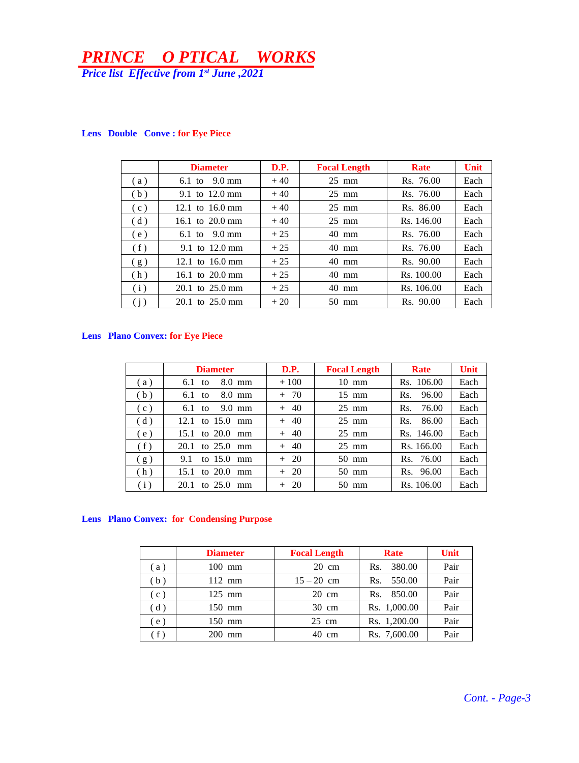# ***PRINCE O PTICAL WORKS***

***Price list Effective from 1st June ,2021***

**Lens Double Conve : for Eye Piece**

| | Diameter | D.P. | Focal Length | Rate | Unit |
|---|---|---|---|---|---|
| ( a ) | 6.1 to 9.0 mm | + 40 | 25 mm | Rs. 76.00 | Each |
| ( b ) | 9.1 to 12.0 mm | + 40 | 25 mm | Rs. 76.00 | Each |
| ( c ) | 12.1 to 16.0 mm | + 40 | 25 mm | Rs. 86.00 | Each |
| ( d ) | 16.1 to 20.0 mm | + 40 | 25 mm | Rs. 146.00 | Each |
| ( e ) | 6.1 to 9.0 mm | + 25 | 40 mm | Rs. 76.00 | Each |
| ( f ) | 9.1 to 12.0 mm | + 25 | 40 mm | Rs. 76.00 | Each |
| ( g ) | 12.1 to 16.0 mm | + 25 | 40 mm | Rs. 90.00 | Each |
| ( h ) | 16.1 to 20.0 mm | + 25 | 40 mm | Rs. 100.00 | Each |
| ( i ) | 20.1 to 25.0 mm | + 25 | 40 mm | Rs. 106.00 | Each |
| ( j ) | 20.1 to 25.0 mm | + 20 | 50 mm | Rs. 90.00 | Each |

**Lens Plano Convex: for Eye Piece**

| | Diameter | D.P. | Focal Length | Rate | Unit |
|---|---|---|---|---|---|
| ( a ) | 6.1 to 8.0 mm | + 100 | 10 mm | Rs. 106.00 | Each |
| ( b ) | 6.1 to 8.0 mm | + 70 | 15 mm | Rs. 96.00 | Each |
| ( c ) | 6.1 to 9.0 mm | + 40 | 25 mm | Rs. 76.00 | Each |
| ( d ) | 12.1 to 15.0 mm | + 40 | 25 mm | Rs. 86.00 | Each |
| ( e ) | 15.1 to 20.0 mm | + 40 | 25 mm | Rs. 146.00 | Each |
| ( f ) | 20.1 to 25.0 mm | + 40 | 25 mm | Rs. 166.00 | Each |
| ( g ) | 9.1 to 15.0 mm | + 20 | 50 mm | Rs. 76.00 | Each |
| ( h ) | 15.1 to 20.0 mm | + 20 | 50 mm | Rs. 96.00 | Each |
| ( i ) | 20.1 to 25.0 mm | + 20 | 50 mm | Rs. 106.00 | Each |

**Lens Plano Convex: for Condensing Purpose**

| | Diameter | Focal Length | Rate | Unit |
|---|---|---|---|---|
| ( a ) | 100 mm | 20 cm | Rs. 380.00 | Pair |
| ( b ) | 112 mm | 15 – 20 cm | Rs. 550.00 | Pair |
| ( c ) | 125 mm | 20 cm | Rs. 850.00 | Pair |
| ( d ) | 150 mm | 30 cm | Rs. 1,000.00 | Pair |
| ( e ) | 150 mm | 25 cm | Rs. 1,200.00 | Pair |
| ( f ) | 200 mm | 40 cm | Rs. 7,600.00 | Pair |

*Cont. - Page-3*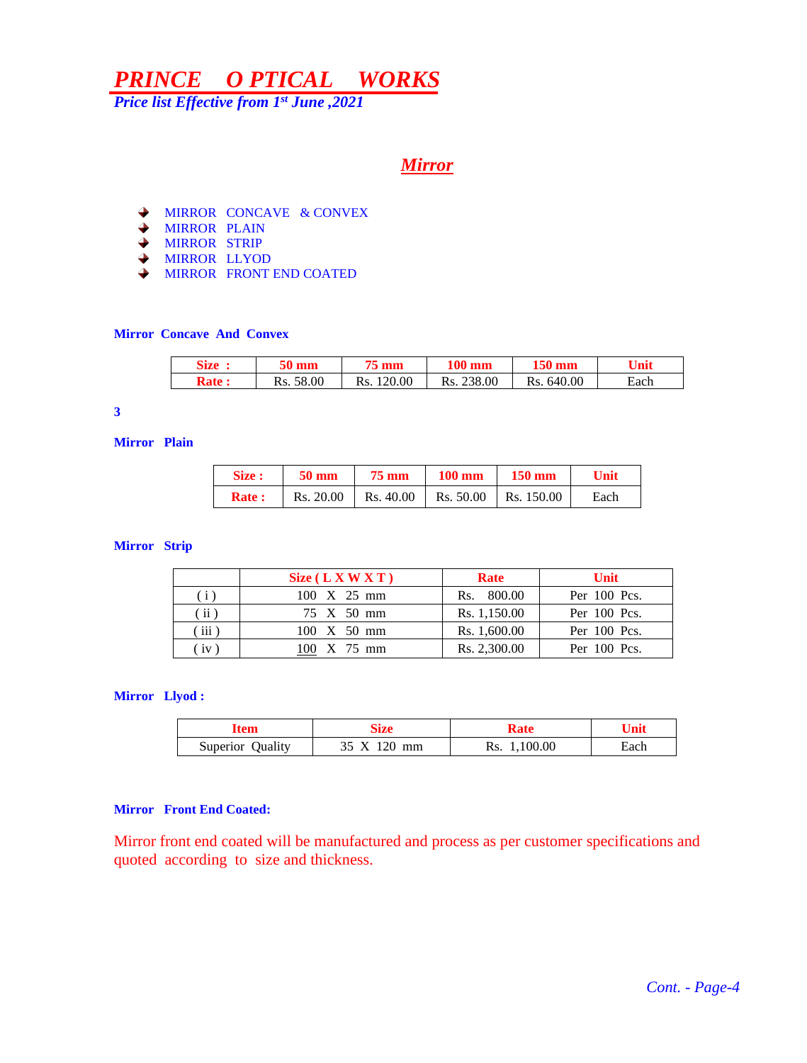# PRINCE O PTICAL WORKS

***Price list Effective from 1st June ,2021***

## *Mirror*

- MIRROR CONCAVE & CONVEX
- MIRROR PLAIN
- MIRROR STRIP
- MIRROR LLYOD
- MIRROR FRONT END COATED

**Mirror Concave And Convex**

| Size : | 50 mm | 75 mm | 100 mm | 150 mm | Unit |
|---|---|---|---|---|---|
| Rate : | Rs. 58.00 | Rs. 120.00 | Rs. 238.00 | Rs. 640.00 | Each |

**Mirror Plain**

| Size : | 50 mm | 75 mm | 100 mm | 150 mm | Unit |
|---|---|---|---|---|---|
| Rate : | Rs. 20.00 | Rs. 40.00 | Rs. 50.00 | Rs. 150.00 | Each |

**Mirror Strip**

| | Size ( L X W X T ) | Rate | Unit |
|---|---|---|---|
| ( i ) | 100 X 25 mm | Rs. 800.00 | Per 100 Pcs. |
| ( ii ) | 75 X 50 mm | Rs. 1,150.00 | Per 100 Pcs. |
| ( iii ) | 100 X 50 mm | Rs. 1,600.00 | Per 100 Pcs. |
| ( iv ) | 100 X 75 mm | Rs. 2,300.00 | Per 100 Pcs. |

**Mirror Llyod :**

| Item | Size | Rate | Unit |
|---|---|---|---|
| Superior Quality | 35 X 120 mm | Rs. 1,100.00 | Each |

**Mirror Front End Coated:**

Mirror front end coated will be manufactured and process as per customer specifications and quoted according to size and thickness.

*Cont. - Page-4*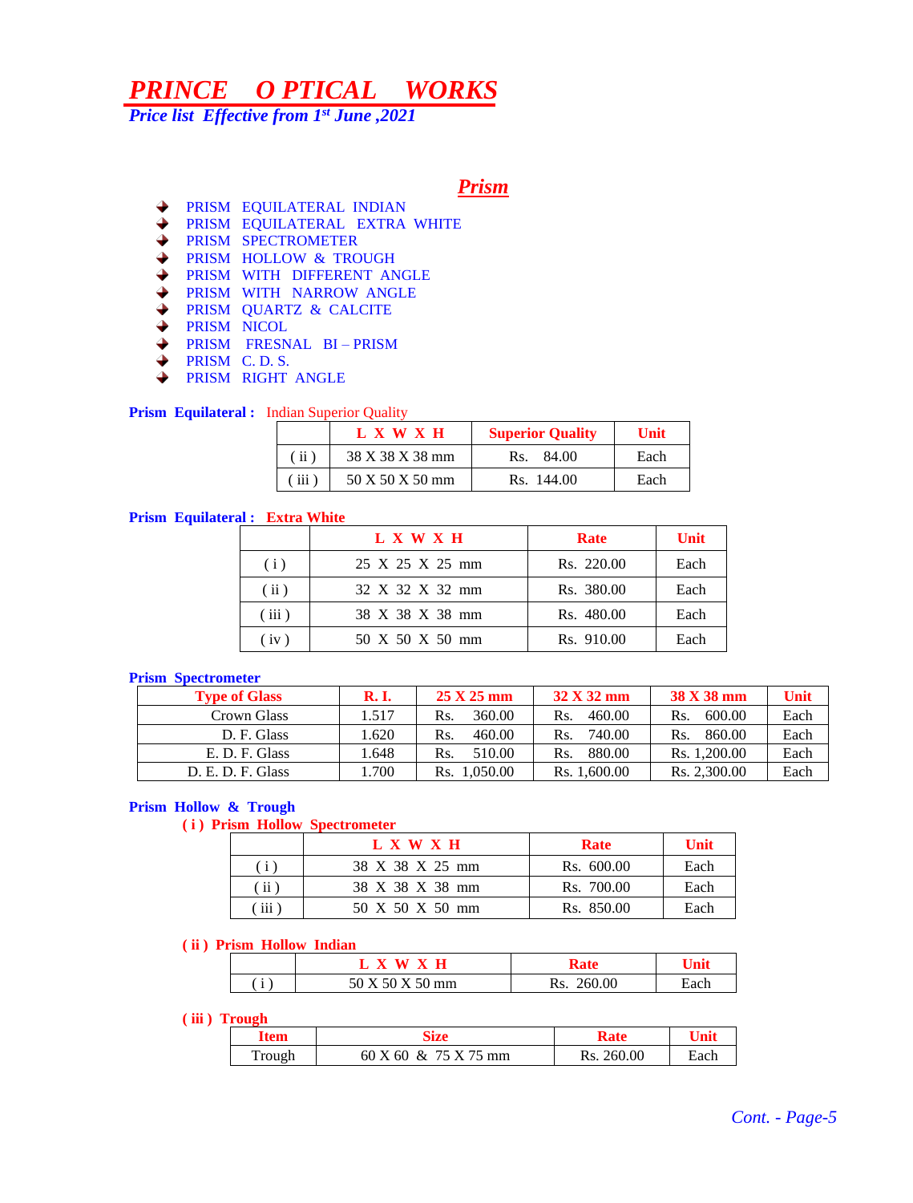# PRINCE O PTICAL WORKS

***Price list Effective from 1st June ,2021***

## *Prism*

- PRISM EQUILATERAL INDIAN
- PRISM EQUILATERAL EXTRA WHITE
- PRISM SPECTROMETER
- PRISM HOLLOW & TROUGH
- PRISM WITH DIFFERENT ANGLE
- PRISM WITH NARROW ANGLE
- PRISM QUARTZ & CALCITE
- PRISM NICOL
- PRISM FRESNAL BI – PRISM
- PRISM C. D. S.
- PRISM RIGHT ANGLE

**Prism Equilateral :** Indian Superior Quality

| | L X W X H | Superior Quality | Unit |
|---|---|---|---|
| ( ii ) | 38 X 38 X 38 mm | Rs. 84.00 | Each |
| ( iii ) | 50 X 50 X 50 mm | Rs. 144.00 | Each |

**Prism Equilateral : Extra White**

| | L X W X H | Rate | Unit |
|---|---|---|---|
| ( i ) | 25 X 25 X 25 mm | Rs. 220.00 | Each |
| ( ii ) | 32 X 32 X 32 mm | Rs. 380.00 | Each |
| ( iii ) | 38 X 38 X 38 mm | Rs. 480.00 | Each |
| ( iv ) | 50 X 50 X 50 mm | Rs. 910.00 | Each |

**Prism Spectrometer**

| Type of Glass | R. I. | 25 X 25 mm | 32 X 32 mm | 38 X 38 mm | Unit |
|---|---|---|---|---|---|
| Crown Glass | 1.517 | Rs. 360.00 | Rs. 460.00 | Rs. 600.00 | Each |
| D. F. Glass | 1.620 | Rs. 460.00 | Rs. 740.00 | Rs. 860.00 | Each |
| E. D. F. Glass | 1.648 | Rs. 510.00 | Rs. 880.00 | Rs. 1,200.00 | Each |
| D. E. D. F. Glass | 1.700 | Rs. 1,050.00 | Rs. 1,600.00 | Rs. 2,300.00 | Each |

**Prism Hollow & Trough**

**( i ) Prism Hollow Spectrometer**

| | L X W X H | Rate | Unit |
|---|---|---|---|
| ( i ) | 38 X 38 X 25 mm | Rs. 600.00 | Each |
| ( ii ) | 38 X 38 X 38 mm | Rs. 700.00 | Each |
| ( iii ) | 50 X 50 X 50 mm | Rs. 850.00 | Each |

**( ii ) Prism Hollow Indian**

| | L X W X H | Rate | Unit |
|---|---|---|---|
| ( i ) | 50 X 50 X 50 mm | Rs. 260.00 | Each |

**( iii ) Trough**

| Item | Size | Rate | Unit |
|---|---|---|---|
| Trough | 60 X 60 & 75 X 75 mm | Rs. 260.00 | Each |

*Cont. - Page-5*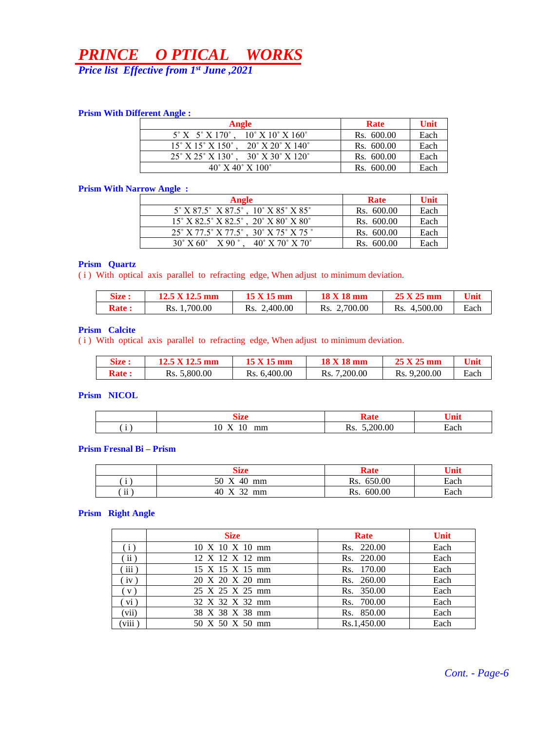# *PRINCE O PTICAL WORKS*

***Price list Effective from 1st June ,2021***

**Prism With Different Angle :**

| Angle | Rate | Unit |
|---|---|---|
| 5˚ X 5˚ X 170˚ , 10˚ X 10˚ X 160˚ | Rs. 600.00 | Each |
| 15˚ X 15˚ X 150˚ , 20˚ X 20˚ X 140˚ | Rs. 600.00 | Each |
| 25˚ X 25˚ X 130˚ , 30˚ X 30˚ X 120˚ | Rs. 600.00 | Each |
| 40˚ X 40˚ X 100˚ | Rs. 600.00 | Each |

**Prism With Narrow Angle :**

| Angle | Rate | Unit |
|---|---|---|
| 5˚ X 87.5˚ X 87.5˚ , 10˚ X 85˚ X 85˚ | Rs. 600.00 | Each |
| 15˚ X 82.5˚ X 82.5˚ , 20˚ X 80˚ X 80˚ | Rs. 600.00 | Each |
| 25˚ X 77.5˚ X 77.5˚ , 30˚ X 75˚ X 75 ˚ | Rs. 600.00 | Each |
| 30˚ X 60˚ X 90 ˚ , 40˚ X 70˚ X 70˚ | Rs. 600.00 | Each |

**Prism Quartz**

( i ) With optical axis parallel to refracting edge, When adjust to minimum deviation.

| Size : | 12.5 X 12.5 mm | 15 X 15 mm | 18 X 18 mm | 25 X 25 mm | Unit |
|---|---|---|---|---|---|
| Rate : | Rs. 1,700.00 | Rs. 2,400.00 | Rs. 2,700.00 | Rs. 4,500.00 | Each |

**Prism Calcite**

( i ) With optical axis parallel to refracting edge, When adjust to minimum deviation.

| Size : | 12.5 X 12.5 mm | 15 X 15 mm | 18 X 18 mm | 25 X 25 mm | Unit |
|---|---|---|---|---|---|
| Rate : | Rs. 5,800.00 | Rs. 6,400.00 | Rs. 7,200.00 | Rs. 9,200.00 | Each |

**Prism NICOL**

| | Size | Rate | Unit |
|---|---|---|---|
| ( i ) | 10 X 10 mm | Rs. 5,200.00 | Each |

**Prism Fresnal Bi – Prism**

| | Size | Rate | Unit |
|---|---|---|---|
| ( i ) | 50 X 40 mm | Rs. 650.00 | Each |
| ( ii ) | 40 X 32 mm | Rs. 600.00 | Each |

**Prism Right Angle**

| | Size | Rate | Unit |
|---|---|---|---|
| ( i ) | 10 X 10 X 10 mm | Rs. 220.00 | Each |
| ( ii ) | 12 X 12 X 12 mm | Rs. 220.00 | Each |
| ( iii ) | 15 X 15 X 15 mm | Rs. 170.00 | Each |
| ( iv ) | 20 X 20 X 20 mm | Rs. 260.00 | Each |
| ( v ) | 25 X 25 X 25 mm | Rs. 350.00 | Each |
| ( vi ) | 32 X 32 X 32 mm | Rs. 700.00 | Each |
| (vii) | 38 X 38 X 38 mm | Rs. 850.00 | Each |
| (viii ) | 50 X 50 X 50 mm | Rs.1,450.00 | Each |

*Cont. - Page-6*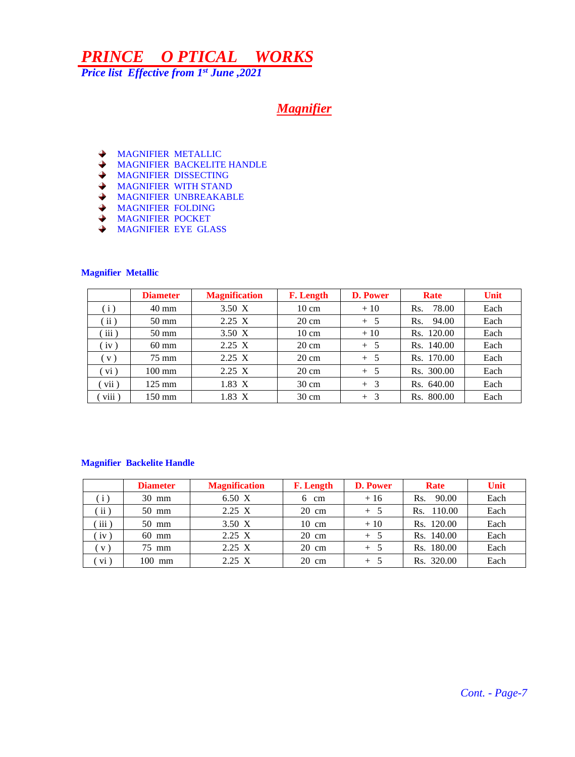# PRINCE O PTICAL WORKS

***Price list Effective from 1st June ,2021***

## Magnifier

- MAGNIFIER METALLIC
- MAGNIFIER BACKELITE HANDLE
- MAGNIFIER DISSECTING
- MAGNIFIER WITH STAND
- MAGNIFIER UNBREAKABLE
- MAGNIFIER FOLDING
- MAGNIFIER POCKET
- MAGNIFIER EYE GLASS

### Magnifier Metallic

| | Diameter | Magnification | F. Length | D. Power | Rate | Unit |
|---|---|---|---|---|---|---|
| ( i ) | 40 mm | 3.50 X | 10 cm | + 10 | Rs. 78.00 | Each |
| ( ii ) | 50 mm | 2.25 X | 20 cm | + 5 | Rs. 94.00 | Each |
| ( iii ) | 50 mm | 3.50 X | 10 cm | + 10 | Rs. 120.00 | Each |
| ( iv ) | 60 mm | 2.25 X | 20 cm | + 5 | Rs. 140.00 | Each |
| ( v ) | 75 mm | 2.25 X | 20 cm | + 5 | Rs. 170.00 | Each |
| ( vi ) | 100 mm | 2.25 X | 20 cm | + 5 | Rs. 300.00 | Each |
| ( vii ) | 125 mm | 1.83 X | 30 cm | + 3 | Rs. 640.00 | Each |
| ( viii ) | 150 mm | 1.83 X | 30 cm | + 3 | Rs. 800.00 | Each |

### Magnifier Backelite Handle

| | Diameter | Magnification | F. Length | D. Power | Rate | Unit |
|---|---|---|---|---|---|---|
| ( i ) | 30 mm | 6.50 X | 6 cm | + 16 | Rs. 90.00 | Each |
| ( ii ) | 50 mm | 2.25 X | 20 cm | + 5 | Rs. 110.00 | Each |
| ( iii ) | 50 mm | 3.50 X | 10 cm | + 10 | Rs. 120.00 | Each |
| ( iv ) | 60 mm | 2.25 X | 20 cm | + 5 | Rs. 140.00 | Each |
| ( v ) | 75 mm | 2.25 X | 20 cm | + 5 | Rs. 180.00 | Each |
| ( vi ) | 100 mm | 2.25 X | 20 cm | + 5 | Rs. 320.00 | Each |

*Cont. - Page-7*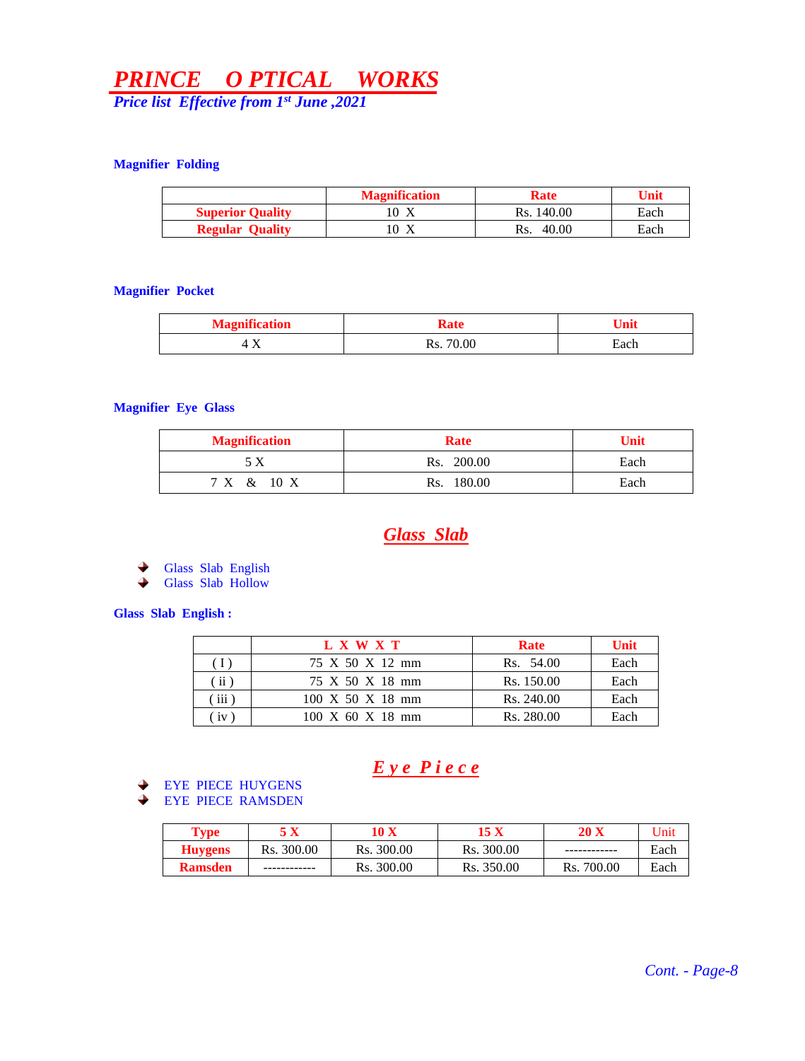# PRINCE O PTICAL WORKS

*Price list Effective from 1st June ,2021*

### Magnifier Folding

| | Magnification | Rate | Unit |
|---|---|---|---|
| **Superior Quality** | 10 X | Rs. 140.00 | Each |
| **Regular Quality** | 10 X | Rs. 40.00 | Each |

### Magnifier Pocket

| Magnification | Rate | Unit |
|---|---|---|
| 4 X | Rs. 70.00 | Each |

### Magnifier Eye Glass

| Magnification | Rate | Unit |
|---|---|---|
| 5 X | Rs. 200.00 | Each |
| 7 X & 10 X | Rs. 180.00 | Each |

## Glass Slab

- Glass Slab English
- Glass Slab Hollow

### Glass Slab English :

| | L X W X T | Rate | Unit |
|---|---|---|---|
| ( I ) | 75 X 50 X 12 mm | Rs. 54.00 | Each |
| ( ii ) | 75 X 50 X 18 mm | Rs. 150.00 | Each |
| ( iii ) | 100 X 50 X 18 mm | Rs. 240.00 | Each |
| ( iv ) | 100 X 60 X 18 mm | Rs. 280.00 | Each |

## Eye Piece

- EYE PIECE HUYGENS
- EYE PIECE RAMSDEN

| Type | 5 X | 10 X | 15 X | 20 X | Unit |
|---|---|---|---|---|---|
| **Huygens** | Rs. 300.00 | Rs. 300.00 | Rs. 300.00 | ------------ | Each |
| **Ramsden** | ------------ | Rs. 300.00 | Rs. 350.00 | Rs. 700.00 | Each |

*Cont. - Page-8*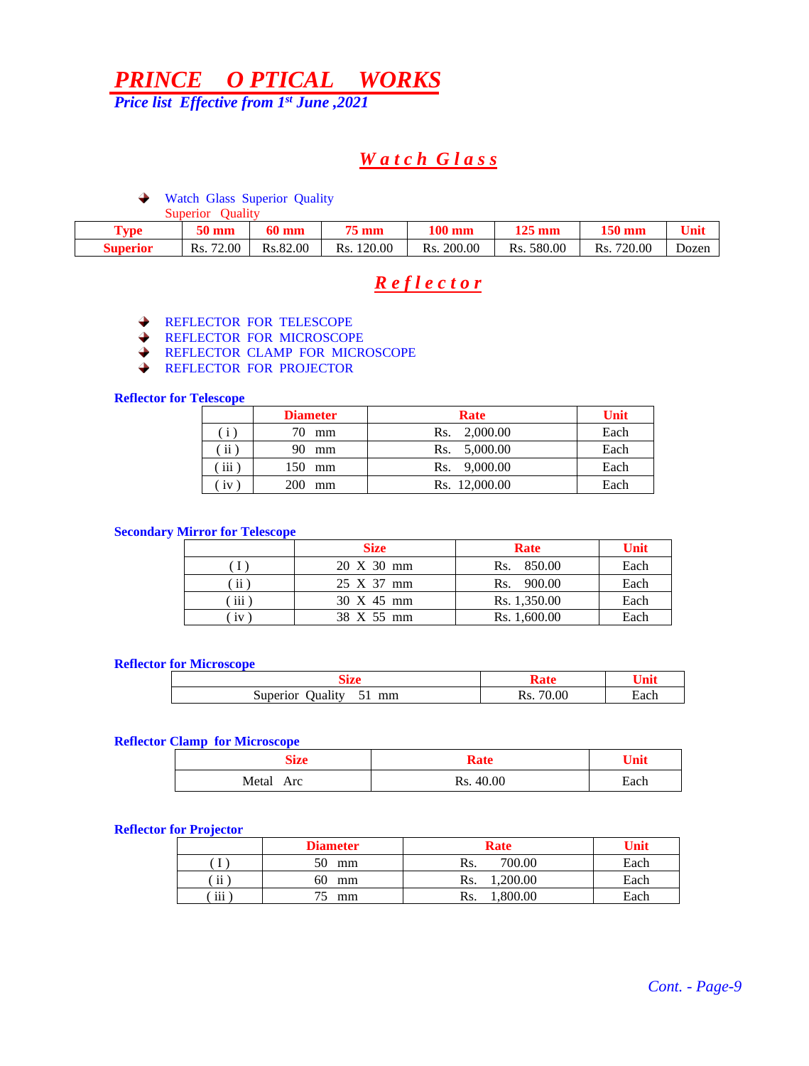# *PRINCE O PTICAL WORKS*

***Price list Effective from 1st June ,2021***

## *Watch Glass*

- Watch Glass Superior Quality

Superior Quality

| Type | 50 mm | 60 mm | 75 mm | 100 mm | 125 mm | 150 mm | Unit |
|---|---|---|---|---|---|---|---|
| Superior | Rs. 72.00 | Rs.82.00 | Rs. 120.00 | Rs. 200.00 | Rs. 580.00 | Rs. 720.00 | Dozen |

## *Reflector*

- REFLECTOR FOR TELESCOPE
- REFLECTOR FOR MICROSCOPE
- REFLECTOR CLAMP FOR MICROSCOPE
- REFLECTOR FOR PROJECTOR

**Reflector for Telescope**

| | Diameter | Rate | Unit |
|---|---|---|---|
| ( i ) | 70 mm | Rs. 2,000.00 | Each |
| ( ii ) | 90 mm | Rs. 5,000.00 | Each |
| ( iii ) | 150 mm | Rs. 9,000.00 | Each |
| ( iv ) | 200 mm | Rs. 12,000.00 | Each |

**Secondary Mirror for Telescope**

| | Size | Rate | Unit |
|---|---|---|---|
| ( I ) | 20 X 30 mm | Rs. 850.00 | Each |
| ( ii ) | 25 X 37 mm | Rs. 900.00 | Each |
| ( iii ) | 30 X 45 mm | Rs. 1,350.00 | Each |
| ( iv ) | 38 X 55 mm | Rs. 1,600.00 | Each |

**Reflector for Microscope**

| Size | Rate | Unit |
|---|---|---|
| Superior Quality 51 mm | Rs. 70.00 | Each |

**Reflector Clamp for Microscope**

| Size | Rate | Unit |
|---|---|---|
| Metal Arc | Rs. 40.00 | Each |

**Reflector for Projector**

| | Diameter | Rate | Unit |
|---|---|---|---|
| ( I ) | 50 mm | Rs. 700.00 | Each |
| ( ii ) | 60 mm | Rs. 1,200.00 | Each |
| ( iii ) | 75 mm | Rs. 1,800.00 | Each |

*Cont. - Page-9*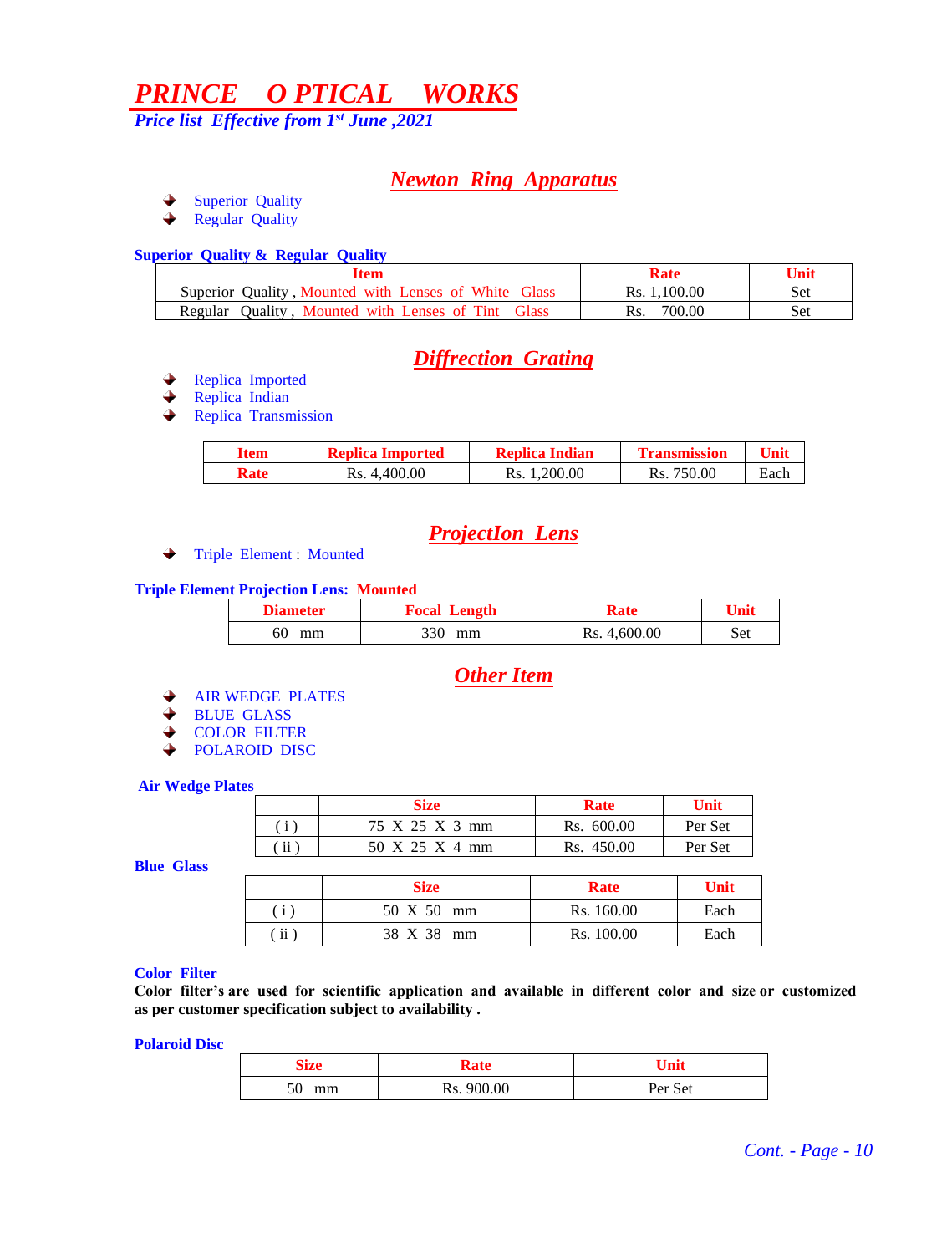# *PRINCE O PTICAL WORKS*

***Price list Effective from 1st June ,2021***

## *Newton Ring Apparatus*

- Superior Quality
- Regular Quality

**Superior Quality & Regular Quality**

| Item | Rate | Unit |
|---|---|---|
| Superior Quality , Mounted with Lenses of White Glass | Rs. 1,100.00 | Set |
| Regular Quality , Mounted with Lenses of Tint Glass | Rs. 700.00 | Set |

## *Diffrection Grating*

- Replica Imported
- Replica Indian
- Replica Transmission

| Item | Replica Imported | Replica Indian | Transmission | Unit |
|---|---|---|---|---|
| Rate | Rs. 4,400.00 | Rs. 1,200.00 | Rs. 750.00 | Each |

## *ProjectIon Lens*

- Triple Element : Mounted

**Triple Element Projection Lens: Mounted**

| Diameter | Focal Length | Rate | Unit |
|---|---|---|---|
| 60 mm | 330 mm | Rs. 4,600.00 | Set |

## *Other Item*

- AIR WEDGE PLATES
- BLUE GLASS
- COLOR FILTER
- POLAROID DISC

**Air Wedge Plates**

| | Size | Rate | Unit |
|---|---|---|---|
| ( i ) | 75 X 25 X 3 mm | Rs. 600.00 | Per Set |
| ( ii ) | 50 X 25 X 4 mm | Rs. 450.00 | Per Set |

**Blue Glass**

| | Size | Rate | Unit |
|---|---|---|---|
| ( i ) | 50 X 50 mm | Rs. 160.00 | Each |
| ( ii ) | 38 X 38 mm | Rs. 100.00 | Each |

**Color Filter**

**Color filter's are used for scientific application and available in different color and size or customized as per customer specification subject to availability .**

**Polaroid Disc**

| Size | Rate | Unit |
|---|---|---|
| 50 mm | Rs. 900.00 | Per Set |

*Cont. - Page - 10*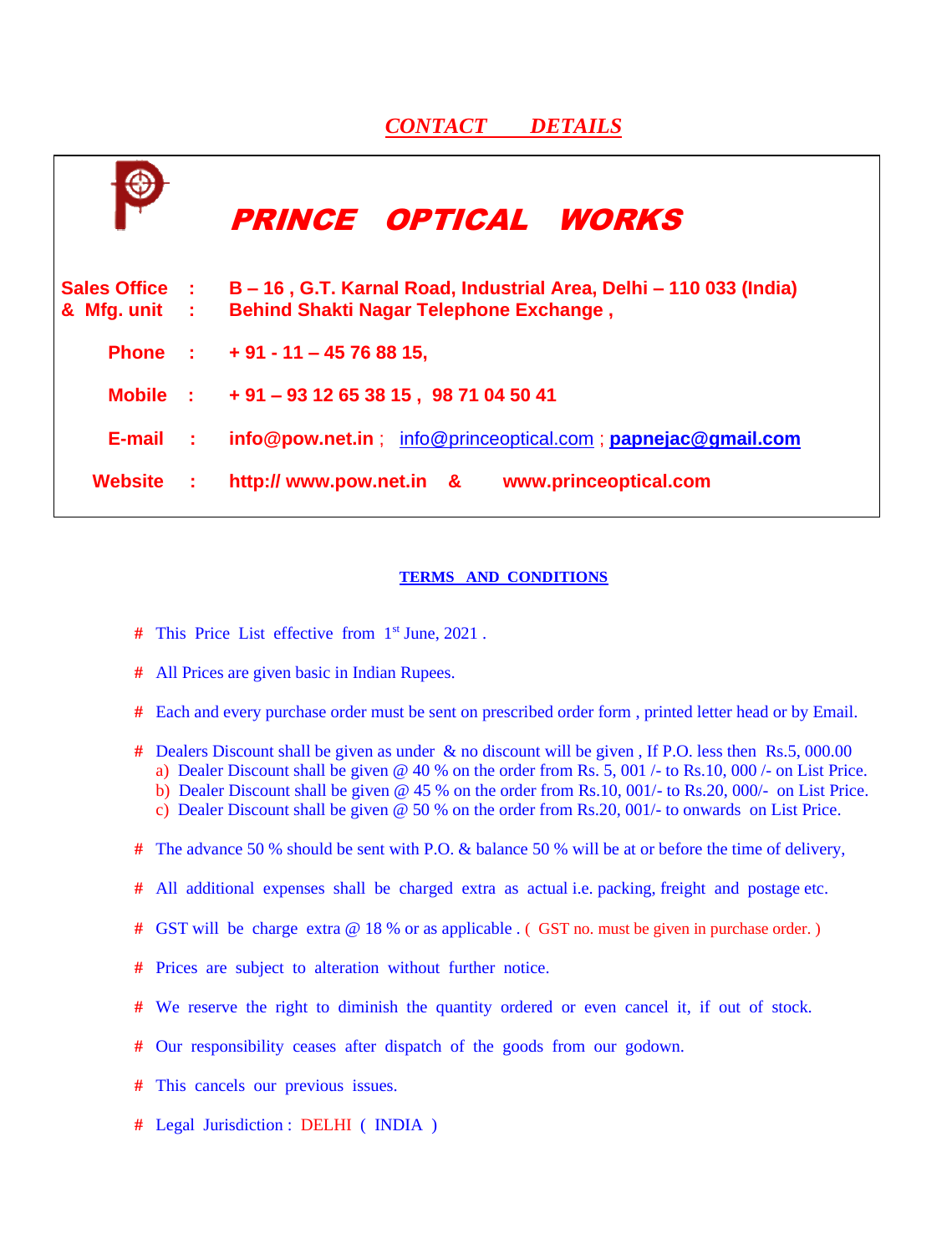## *CONTACT DETAILS*

# *PRINCE OPTICAL WORKS*

**Sales Office & Mfg. unit :** B – 16 , G.T. Karnal Road, Industrial Area, Delhi – 110 033 (India)
Behind Shakti Nagar Telephone Exchange ,

**Phone :** + 91 - 11 – 45 76 88 15,

**Mobile :** + 91 – 93 12 65 38 15 , 98 71 04 50 41

**E-mail :** info@pow.net.in ; info@princeoptical.com ; **papnejac@gmail.com**

**Website :** http:// www.pow.net.in & www.princeoptical.com

**TERMS AND CONDITIONS**

# This Price List effective from 1st June, 2021 .

# All Prices are given basic in Indian Rupees.

# Each and every purchase order must be sent on prescribed order form , printed letter head or by Email.

# Dealers Discount shall be given as under & no discount will be given , If P.O. less then Rs.5, 000.00
a) Dealer Discount shall be given @ 40 % on the order from Rs. 5, 001 /- to Rs.10, 000 /- on List Price.
b) Dealer Discount shall be given @ 45 % on the order from Rs.10, 001/- to Rs.20, 000/- on List Price.
c) Dealer Discount shall be given @ 50 % on the order from Rs.20, 001/- to onwards on List Price.

# The advance 50 % should be sent with P.O. & balance 50 % will be at or before the time of delivery,

# All additional expenses shall be charged extra as actual i.e. packing, freight and postage etc.

# GST will be charge extra @ 18 % or as applicable . ( GST no. must be given in purchase order. )

# Prices are subject to alteration without further notice.

# We reserve the right to diminish the quantity ordered or even cancel it, if out of stock.

# Our responsibility ceases after dispatch of the goods from our godown.

# This cancels our previous issues.

# Legal Jurisdiction : DELHI ( INDIA )